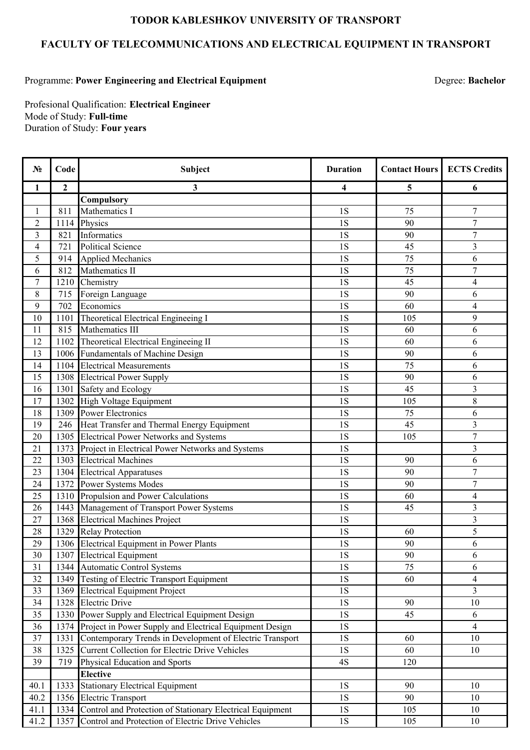# TODOR KABLESHKOV UNIVERSITY OF TRANSPORT

## FACULTY OF TELECOMMUNICATIONS AND ELECTRICAL EQUIPMENT IN TRANSPORT

Programme: **Power Engineering and Electrical Equipment** Degree: **Bachelor**

Profesional Qualification: **Electrical Engineer**
Mode of Study: **Full-time**
Duration of Study: **Four years**

| № | Code | Subject | Duration | Contact Hours | ECTS Credits |
|---|---|---|---|---|---|
| **1** | **2** | **3** | **4** | **5** | **6** |
| | | **Compulsory** | | | |
| 1 | 811 | Mathematics I | 1S | 75 | 7 |
| 2 | 1114 | Physics | 1S | 90 | 7 |
| 3 | 821 | Informatics | 1S | 90 | 7 |
| 4 | 721 | Political Science | 1S | 45 | 3 |
| 5 | 914 | Applied Mechanics | 1S | 75 | 6 |
| 6 | 812 | Mathematics II | 1S | 75 | 7 |
| 7 | 1210 | Chemistry | 1S | 45 | 4 |
| 8 | 715 | Foreign Language | 1S | 90 | 6 |
| 9 | 702 | Economics | 1S | 60 | 4 |
| 10 | 1101 | Theoretical Electrical Engineeing I | 1S | 105 | 9 |
| 11 | 815 | Mathematics III | 1S | 60 | 6 |
| 12 | 1102 | Theoretical Electrical Engineeing II | 1S | 60 | 6 |
| 13 | 1006 | Fundamentals of Machine Design | 1S | 90 | 6 |
| 14 | 1104 | Electrical Measurements | 1S | 75 | 6 |
| 15 | 1308 | Electrical Power Supply | 1S | 90 | 6 |
| 16 | 1301 | Safety and Ecology | 1S | 45 | 3 |
| 17 | 1302 | High Voltage Equipment | 1S | 105 | 8 |
| 18 | 1309 | Power Electronics | 1S | 75 | 6 |
| 19 | 246 | Heat Transfer and Thermal Energy Equipment | 1S | 45 | 3 |
| 20 | 1305 | Electrical Power Networks and Systems | 1S | 105 | 7 |
| 21 | 1373 | Project in Electrical Power Networks and Systems | 1S | | 3 |
| 22 | 1303 | Electrical Machines | 1S | 90 | 6 |
| 23 | 1304 | Electrical Apparatuses | 1S | 90 | 7 |
| 24 | 1372 | Power Systems Modes | 1S | 90 | 7 |
| 25 | 1310 | Propulsion and Power Calculations | 1S | 60 | 4 |
| 26 | 1443 | Management of Transport Power Systems | 1S | 45 | 3 |
| 27 | 1368 | Electrical Machines Project | 1S | | 3 |
| 28 | 1329 | Relay Protection | 1S | 60 | 5 |
| 29 | 1306 | Electrical Equipment in Power Plants | 1S | 90 | 6 |
| 30 | 1307 | Electrical Equipment | 1S | 90 | 6 |
| 31 | 1344 | Automatic Control Systems | 1S | 75 | 6 |
| 32 | 1349 | Testing of Electric Transport Equipment | 1S | 60 | 4 |
| 33 | 1369 | Electrical Equipment Project | 1S | | 3 |
| 34 | 1328 | Electric Drive | 1S | 90 | 10 |
| 35 | 1330 | Power Supply and Electrical Equipment Design | 1S | 45 | 6 |
| 36 | 1374 | Project in Power Supply and Electrical Equipment Design | 1S | | 4 |
| 37 | 1331 | Contemporary Trends in Development of Electric Transport | 1S | 60 | 10 |
| 38 | 1325 | Current Collection for Electric Drive Vehicles | 1S | 60 | 10 |
| 39 | 719 | Physical Education and Sports | 4S | 120 | |
| | | **Elective** | | | |
| 40.1 | 1333 | Stationary Electrical Equipment | 1S | 90 | 10 |
| 40.2 | 1356 | Electric Transport | 1S | 90 | 10 |
| 41.1 | 1334 | Control and Protection of Stationary Electrical Equipment | 1S | 105 | 10 |
| 41.2 | 1357 | Control and Protection of Electric Drive Vehicles | 1S | 105 | 10 |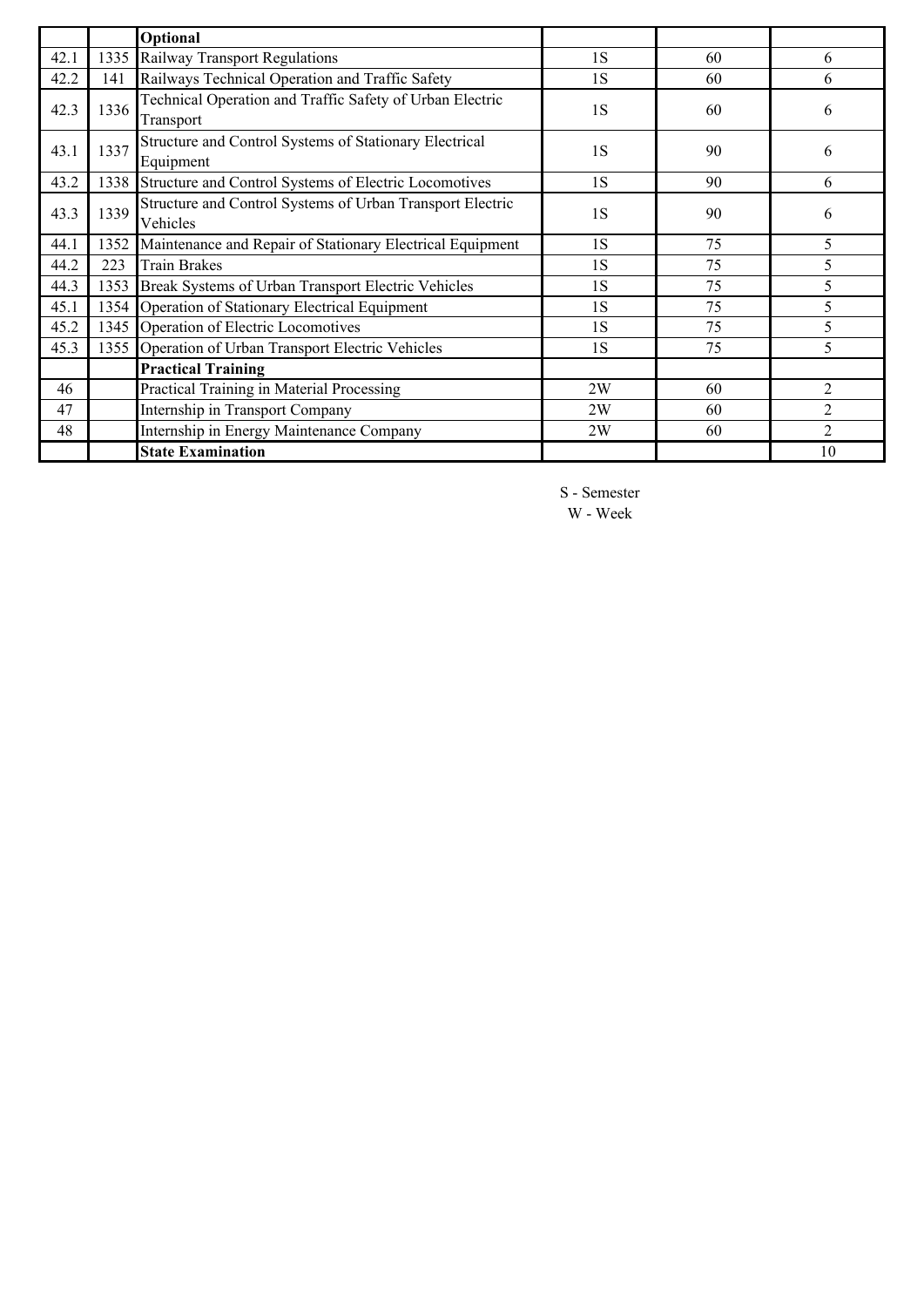| | | | | | |
|---|---|---|---|---|---|
| | | **Optional** | | | |
| 42.1 | 1335 | Railway Transport Regulations | 1S | 60 | 6 |
| 42.2 | 141 | Railways Technical Operation and Traffic Safety | 1S | 60 | 6 |
| 42.3 | 1336 | Technical Operation and Traffic Safety of Urban Electric Transport | 1S | 60 | 6 |
| 43.1 | 1337 | Structure and Control Systems of Stationary Electrical Equipment | 1S | 90 | 6 |
| 43.2 | 1338 | Structure and Control Systems of Electric Locomotives | 1S | 90 | 6 |
| 43.3 | 1339 | Structure and Control Systems of Urban Transport Electric Vehicles | 1S | 90 | 6 |
| 44.1 | 1352 | Maintenance and Repair of Stationary Electrical Equipment | 1S | 75 | 5 |
| 44.2 | 223 | Train Brakes | 1S | 75 | 5 |
| 44.3 | 1353 | Break Systems of Urban Transport Electric Vehicles | 1S | 75 | 5 |
| 45.1 | 1354 | Operation of Stationary Electrical Equipment | 1S | 75 | 5 |
| 45.2 | 1345 | Operation of Electric Locomotives | 1S | 75 | 5 |
| 45.3 | 1355 | Operation of Urban Transport Electric Vehicles | 1S | 75 | 5 |
| | | **Practical Training** | | | |
| 46 | | Practical Training in Material Processing | 2W | 60 | 2 |
| 47 | | Internship in Transport Company | 2W | 60 | 2 |
| 48 | | Internship in Energy Maintenance Company | 2W | 60 | 2 |
| | | **State Examination** | | | 10 |

S - Semester
W - Week